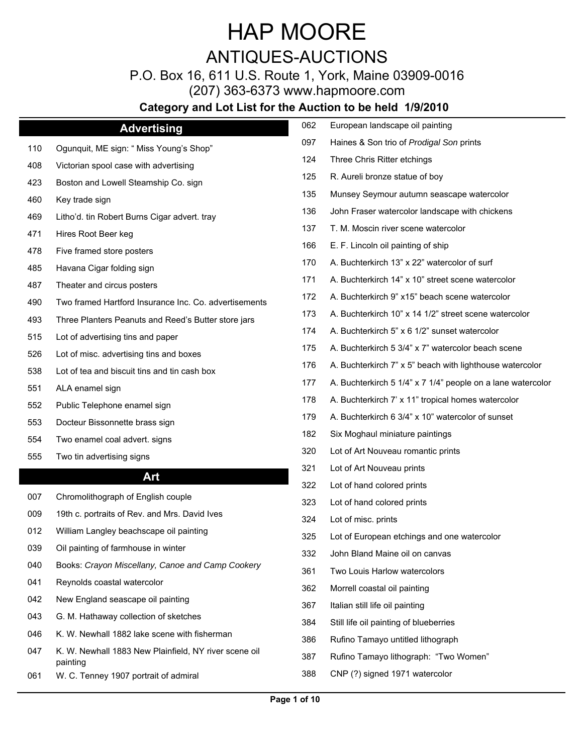# HAP MOORE

## ANTIQUES-AUCTIONS

P.O. Box 16, 611 U.S. Route 1, York, Maine 03909-0016
(207) 363-6373 www.hapmoore.com

**Category and Lot List for the Auction to be held 1/9/2010**

## Advertising

- 110 Ogunquit, ME sign: " Miss Young's Shop"
- 408 Victorian spool case with advertising
- 423 Boston and Lowell Steamship Co. sign
- 460 Key trade sign
- 469 Litho'd. tin Robert Burns Cigar advert. tray
- 471 Hires Root Beer keg
- 478 Five framed store posters
- 485 Havana Cigar folding sign
- 487 Theater and circus posters
- 490 Two framed Hartford Insurance Inc. Co. advertisements
- 493 Three Planters Peanuts and Reed's Butter store jars
- 515 Lot of advertising tins and paper
- 526 Lot of misc. advertising tins and boxes
- 538 Lot of tea and biscuit tins and tin cash box
- 551 ALA enamel sign
- 552 Public Telephone enamel sign
- 553 Docteur Bissonnette brass sign
- 554 Two enamel coal advert. signs
- 555 Two tin advertising signs

## Art

- 007 Chromolithograph of English couple
- 009 19th c. portraits of Rev. and Mrs. David Ives
- 012 William Langley beachscape oil painting
- 039 Oil painting of farmhouse in winter
- 040 Books: *Crayon Miscellany, Canoe and Camp Cookery*
- 041 Reynolds coastal watercolor
- 042 New England seascape oil painting
- 043 G. M. Hathaway collection of sketches
- 046 K. W. Newhall 1882 lake scene with fisherman
- 047 K. W. Newhall 1883 New Plainfield, NY river scene oil painting
- 061 W. C. Tenney 1907 portrait of admiral
- 062 European landscape oil painting
- 097 Haines & Son trio of *Prodigal Son* prints
- 124 Three Chris Ritter etchings
- 125 R. Aureli bronze statue of boy
- 135 Munsey Seymour autumn seascape watercolor
- 136 John Fraser watercolor landscape with chickens
- 137 T. M. Moscin river scene watercolor
- 166 E. F. Lincoln oil painting of ship
- 170 A. Buchterkirch 13" x 22" watercolor of surf
- 171 A. Buchterkirch 14" x 10" street scene watercolor
- 172 A. Buchterkirch 9" x15" beach scene watercolor
- 173 A. Buchterkirch 10" x 14 1/2" street scene watercolor
- 174 A. Buchterkirch 5" x 6 1/2" sunset watercolor
- 175 A. Buchterkirch 5 3/4" x 7" watercolor beach scene
- 176 A. Buchterkirch 7" x 5" beach with lighthouse watercolor
- 177 A. Buchterkirch 5 1/4" x 7 1/4" people on a lane watercolor
- 178 A. Buchterkirch 7' x 11" tropical homes watercolor
- 179 A. Buchterkirch 6 3/4" x 10" watercolor of sunset
- 182 Six Moghaul miniature paintings
- 320 Lot of Art Nouveau romantic prints
- 321 Lot of Art Nouveau prints
- 322 Lot of hand colored prints
- 323 Lot of hand colored prints
- 324 Lot of misc. prints
- 325 Lot of European etchings and one watercolor
- 332 John Bland Maine oil on canvas
- 361 Two Louis Harlow watercolors
- 362 Morrell coastal oil painting
- 367 Italian still life oil painting
- 384 Still life oil painting of blueberries
- 386 Rufino Tamayo untitled lithograph
- 387 Rufino Tamayo lithograph: "Two Women"
- 388 CNP (?) signed 1971 watercolor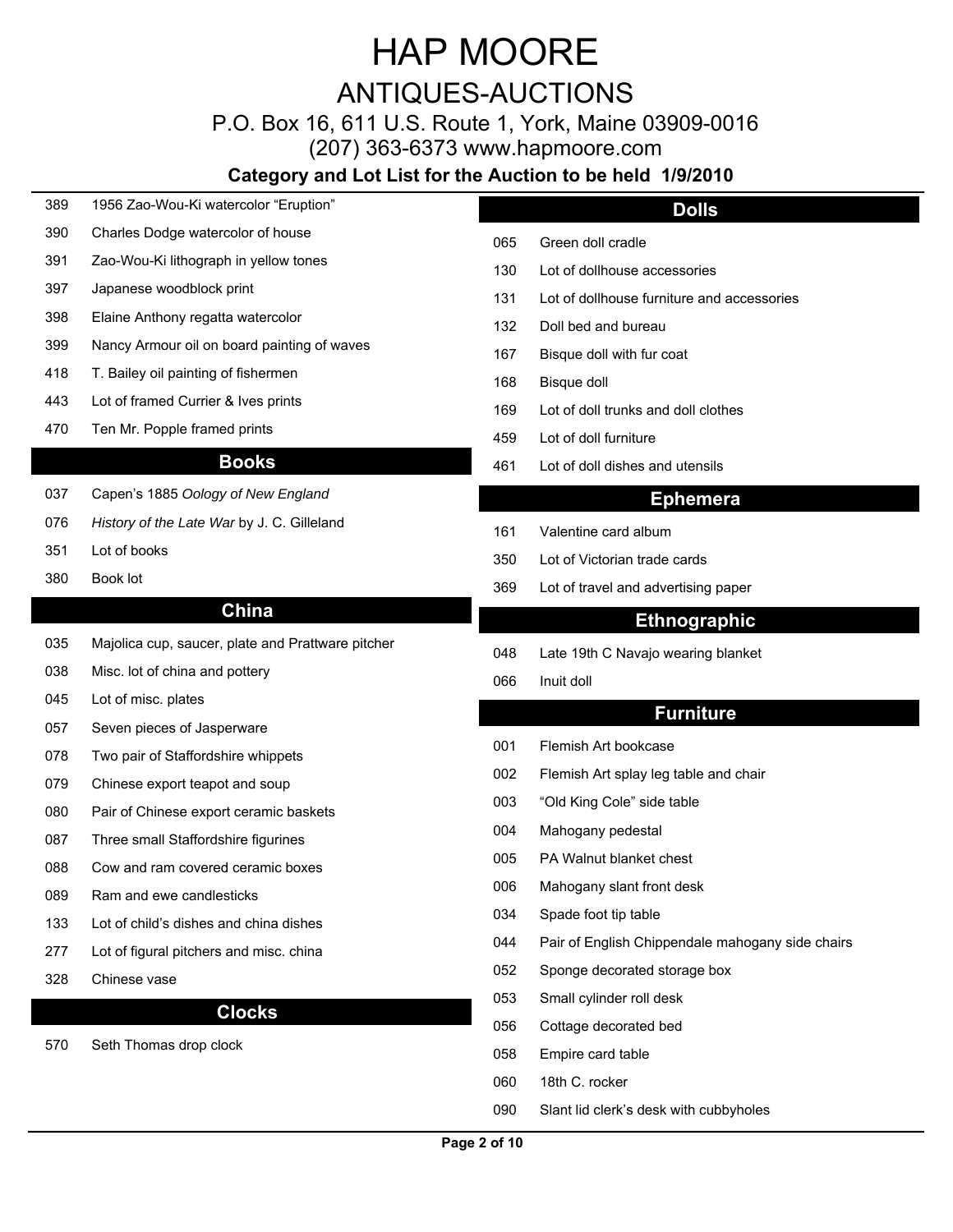# HAP MOORE

## ANTIQUES-AUCTIONS

P.O. Box 16, 611 U.S. Route 1, York, Maine 03909-0016

(207) 363-6373 www.hapmoore.com

**Category and Lot List for the Auction to be held 1/9/2010**

| Lot | Description |
|---|---|
| 389 | 1956 Zao-Wou-Ki watercolor "Eruption" |
| 390 | Charles Dodge watercolor of house |
| 391 | Zao-Wou-Ki lithograph in yellow tones |
| 397 | Japanese woodblock print |
| 398 | Elaine Anthony regatta watercolor |
| 399 | Nancy Armour oil on board painting of waves |
| 418 | T. Bailey oil painting of fishermen |
| 443 | Lot of framed Currier & Ives prints |
| 470 | Ten Mr. Popple framed prints |

## Books

| Lot | Description |
|---|---|
| 037 | Capen's 1885 *Oology of New England* |
| 076 | *History of the Late War* by J. C. Gilleland |
| 351 | Lot of books |
| 380 | Book lot |

## China

| Lot | Description |
|---|---|
| 035 | Majolica cup, saucer, plate and Prattware pitcher |
| 038 | Misc. lot of china and pottery |
| 045 | Lot of misc. plates |
| 057 | Seven pieces of Jasperware |
| 078 | Two pair of Staffordshire whippets |
| 079 | Chinese export teapot and soup |
| 080 | Pair of Chinese export ceramic baskets |
| 087 | Three small Staffordshire figurines |
| 088 | Cow and ram covered ceramic boxes |
| 089 | Ram and ewe candlesticks |
| 133 | Lot of child's dishes and china dishes |
| 277 | Lot of figural pitchers and misc. china |
| 328 | Chinese vase |

## Clocks

| Lot | Description |
|---|---|
| 570 | Seth Thomas drop clock |

## Dolls

| Lot | Description |
|---|---|
| 065 | Green doll cradle |
| 130 | Lot of dollhouse accessories |
| 131 | Lot of dollhouse furniture and accessories |
| 132 | Doll bed and bureau |
| 167 | Bisque doll with fur coat |
| 168 | Bisque doll |
| 169 | Lot of doll trunks and doll clothes |
| 459 | Lot of doll furniture |
| 461 | Lot of doll dishes and utensils |

## Ephemera

| Lot | Description |
|---|---|
| 161 | Valentine card album |
| 350 | Lot of Victorian trade cards |
| 369 | Lot of travel and advertising paper |

## Ethnographic

| Lot | Description |
|---|---|
| 048 | Late 19th C Navajo wearing blanket |
| 066 | Inuit doll |

## Furniture

| Lot | Description |
|---|---|
| 001 | Flemish Art bookcase |
| 002 | Flemish Art splay leg table and chair |
| 003 | "Old King Cole" side table |
| 004 | Mahogany pedestal |
| 005 | PA Walnut blanket chest |
| 006 | Mahogany slant front desk |
| 034 | Spade foot tip table |
| 044 | Pair of English Chippendale mahogany side chairs |
| 052 | Sponge decorated storage box |
| 053 | Small cylinder roll desk |
| 056 | Cottage decorated bed |
| 058 | Empire card table |
| 060 | 18th C. rocker |
| 090 | Slant lid clerk's desk with cubbyholes |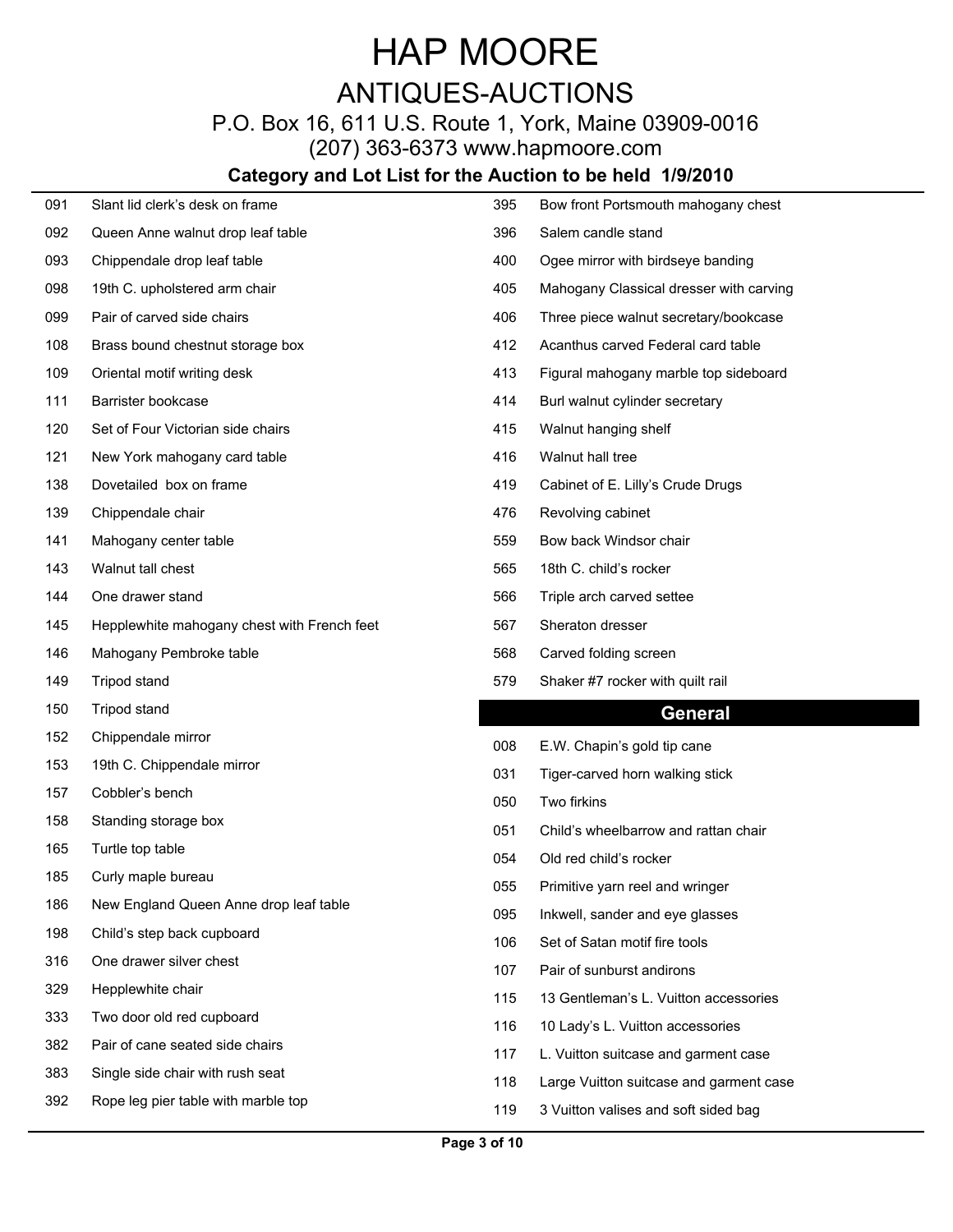# HAP MOORE

## ANTIQUES-AUCTIONS

P.O. Box 16, 611 U.S. Route 1, York, Maine 03909-0016

(207) 363-6373 www.hapmoore.com

**Category and Lot List for the Auction to be held 1/9/2010**

| Lot | Description |
|---|---|
| 091 | Slant lid clerk's desk on frame |
| 092 | Queen Anne walnut drop leaf table |
| 093 | Chippendale drop leaf table |
| 098 | 19th C. upholstered arm chair |
| 099 | Pair of carved side chairs |
| 108 | Brass bound chestnut storage box |
| 109 | Oriental motif writing desk |
| 111 | Barrister bookcase |
| 120 | Set of Four Victorian side chairs |
| 121 | New York mahogany card table |
| 138 | Dovetailed box on frame |
| 139 | Chippendale chair |
| 141 | Mahogany center table |
| 143 | Walnut tall chest |
| 144 | One drawer stand |
| 145 | Hepplewhite mahogany chest with French feet |
| 146 | Mahogany Pembroke table |
| 149 | Tripod stand |
| 150 | Tripod stand |
| 152 | Chippendale mirror |
| 153 | 19th C. Chippendale mirror |
| 157 | Cobbler's bench |
| 158 | Standing storage box |
| 165 | Turtle top table |
| 185 | Curly maple bureau |
| 186 | New England Queen Anne drop leaf table |
| 198 | Child's step back cupboard |
| 316 | One drawer silver chest |
| 329 | Hepplewhite chair |
| 333 | Two door old red cupboard |
| 382 | Pair of cane seated side chairs |
| 383 | Single side chair with rush seat |
| 392 | Rope leg pier table with marble top |
| 395 | Bow front Portsmouth mahogany chest |
| 396 | Salem candle stand |
| 400 | Ogee mirror with birdseye banding |
| 405 | Mahogany Classical dresser with carving |
| 406 | Three piece walnut secretary/bookcase |
| 412 | Acanthus carved Federal card table |
| 413 | Figural mahogany marble top sideboard |
| 414 | Burl walnut cylinder secretary |
| 415 | Walnut hanging shelf |
| 416 | Walnut hall tree |
| 419 | Cabinet of E. Lilly's Crude Drugs |
| 476 | Revolving cabinet |
| 559 | Bow back Windsor chair |
| 565 | 18th C. child's rocker |
| 566 | Triple arch carved settee |
| 567 | Sheraton dresser |
| 568 | Carved folding screen |
| 579 | Shaker #7 rocker with quilt rail |

## General

| Lot | Description |
|---|---|
| 008 | E.W. Chapin's gold tip cane |
| 031 | Tiger-carved horn walking stick |
| 050 | Two firkins |
| 051 | Child's wheelbarrow and rattan chair |
| 054 | Old red child's rocker |
| 055 | Primitive yarn reel and wringer |
| 095 | Inkwell, sander and eye glasses |
| 106 | Set of Satan motif fire tools |
| 107 | Pair of sunburst andirons |
| 115 | 13 Gentleman's L. Vuitton accessories |
| 116 | 10 Lady's L. Vuitton accessories |
| 117 | L. Vuitton suitcase and garment case |
| 118 | Large Vuitton suitcase and garment case |
| 119 | 3 Vuitton valises and soft sided bag |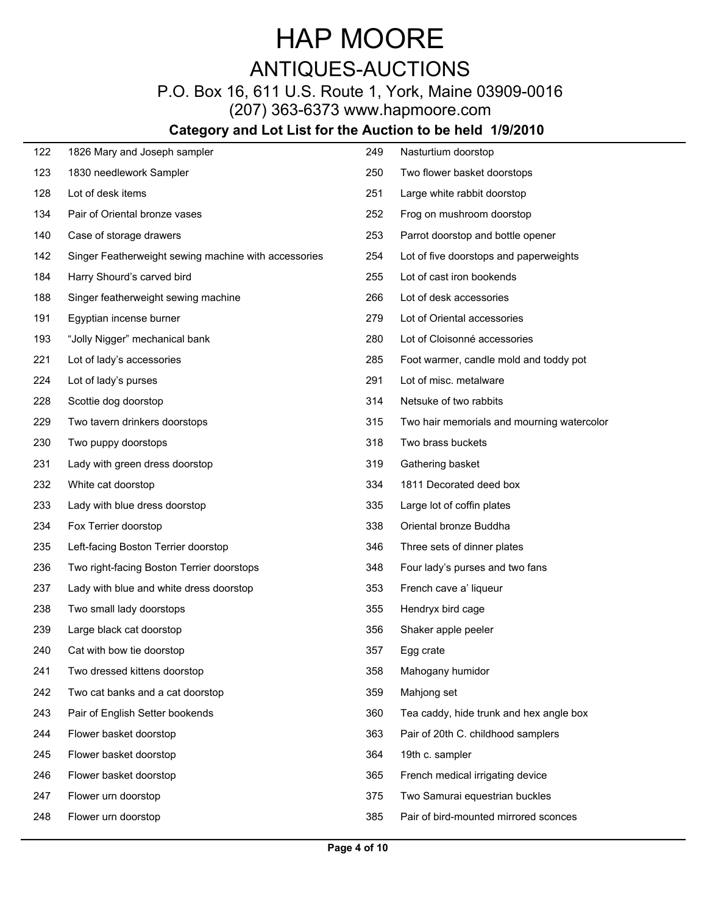# HAP MOORE

## ANTIQUES-AUCTIONS

P.O. Box 16, 611 U.S. Route 1, York, Maine 03909-0016

(207) 363-6373 www.hapmoore.com

**Category and Lot List for the Auction to be held 1/9/2010**

| Lot | Description |
|---|---|
| 122 | 1826 Mary and Joseph sampler |
| 123 | 1830 needlework Sampler |
| 128 | Lot of desk items |
| 134 | Pair of Oriental bronze vases |
| 140 | Case of storage drawers |
| 142 | Singer Featherweight sewing machine with accessories |
| 184 | Harry Shourd's carved bird |
| 188 | Singer featherweight sewing machine |
| 191 | Egyptian incense burner |
| 193 | "Jolly Nigger" mechanical bank |
| 221 | Lot of lady's accessories |
| 224 | Lot of lady's purses |
| 228 | Scottie dog doorstop |
| 229 | Two tavern drinkers doorstops |
| 230 | Two puppy doorstops |
| 231 | Lady with green dress doorstop |
| 232 | White cat doorstop |
| 233 | Lady with blue dress doorstop |
| 234 | Fox Terrier doorstop |
| 235 | Left-facing Boston Terrier doorstop |
| 236 | Two right-facing Boston Terrier doorstops |
| 237 | Lady with blue and white dress doorstop |
| 238 | Two small lady doorstops |
| 239 | Large black cat doorstop |
| 240 | Cat with bow tie doorstop |
| 241 | Two dressed kittens doorstop |
| 242 | Two cat banks and a cat doorstop |
| 243 | Pair of English Setter bookends |
| 244 | Flower basket doorstop |
| 245 | Flower basket doorstop |
| 246 | Flower basket doorstop |
| 247 | Flower urn doorstop |
| 248 | Flower urn doorstop |
| 249 | Nasturtium doorstop |
| 250 | Two flower basket doorstops |
| 251 | Large white rabbit doorstop |
| 252 | Frog on mushroom doorstop |
| 253 | Parrot doorstop and bottle opener |
| 254 | Lot of five doorstops and paperweights |
| 255 | Lot of cast iron bookends |
| 266 | Lot of desk accessories |
| 279 | Lot of Oriental accessories |
| 280 | Lot of Cloisonné accessories |
| 285 | Foot warmer, candle mold and toddy pot |
| 291 | Lot of misc. metalware |
| 314 | Netsuke of two rabbits |
| 315 | Two hair memorials and mourning watercolor |
| 318 | Two brass buckets |
| 319 | Gathering basket |
| 334 | 1811 Decorated deed box |
| 335 | Large lot of coffin plates |
| 338 | Oriental bronze Buddha |
| 346 | Three sets of dinner plates |
| 348 | Four lady's purses and two fans |
| 353 | French cave a' liqueur |
| 355 | Hendryx bird cage |
| 356 | Shaker apple peeler |
| 357 | Egg crate |
| 358 | Mahogany humidor |
| 359 | Mahjong set |
| 360 | Tea caddy, hide trunk and hex angle box |
| 363 | Pair of 20th C. childhood samplers |
| 364 | 19th c. sampler |
| 365 | French medical irrigating device |
| 375 | Two Samurai equestrian buckles |
| 385 | Pair of bird-mounted mirrored sconces |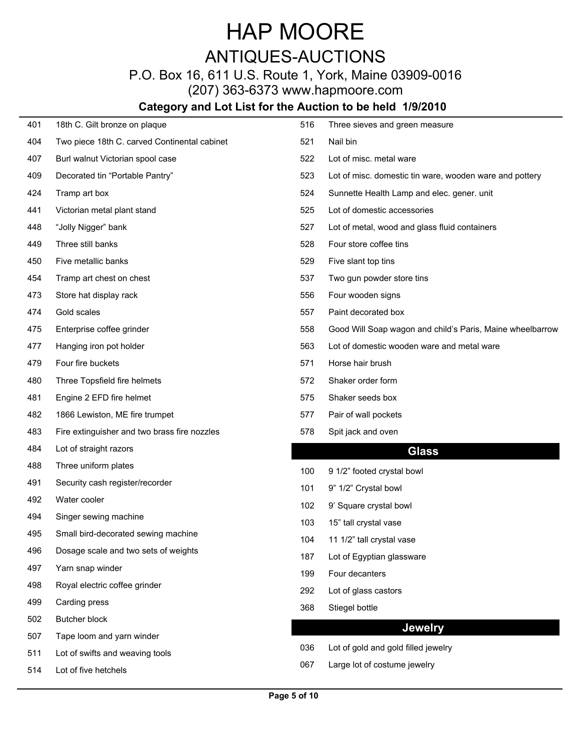# HAP MOORE

## ANTIQUES-AUCTIONS

P.O. Box 16, 611 U.S. Route 1, York, Maine 03909-0016

(207) 363-6373 www.hapmoore.com

### Category and Lot List for the Auction to be held 1/9/2010

| Lot | Description |
|---|---|
| 401 | 18th C. Gilt bronze on plaque |
| 404 | Two piece 18th C. carved Continental cabinet |
| 407 | Burl walnut Victorian spool case |
| 409 | Decorated tin "Portable Pantry" |
| 424 | Tramp art box |
| 441 | Victorian metal plant stand |
| 448 | "Jolly Nigger" bank |
| 449 | Three still banks |
| 450 | Five metallic banks |
| 454 | Tramp art chest on chest |
| 473 | Store hat display rack |
| 474 | Gold scales |
| 475 | Enterprise coffee grinder |
| 477 | Hanging iron pot holder |
| 479 | Four fire buckets |
| 480 | Three Topsfield fire helmets |
| 481 | Engine 2 EFD fire helmet |
| 482 | 1866 Lewiston, ME fire trumpet |
| 483 | Fire extinguisher and two brass fire nozzles |
| 484 | Lot of straight razors |
| 488 | Three uniform plates |
| 491 | Security cash register/recorder |
| 492 | Water cooler |
| 494 | Singer sewing machine |
| 495 | Small bird-decorated sewing machine |
| 496 | Dosage scale and two sets of weights |
| 497 | Yarn snap winder |
| 498 | Royal electric coffee grinder |
| 499 | Carding press |
| 502 | Butcher block |
| 507 | Tape loom and yarn winder |
| 511 | Lot of swifts and weaving tools |
| 514 | Lot of five hetchels |
| 516 | Three sieves and green measure |
| 521 | Nail bin |
| 522 | Lot of misc. metal ware |
| 523 | Lot of misc. domestic tin ware, wooden ware and pottery |
| 524 | Sunnette Health Lamp and elec. gener. unit |
| 525 | Lot of domestic accessories |
| 527 | Lot of metal, wood and glass fluid containers |
| 528 | Four store coffee tins |
| 529 | Five slant top tins |
| 537 | Two gun powder store tins |
| 556 | Four wooden signs |
| 557 | Paint decorated box |
| 558 | Good Will Soap wagon and child's Paris, Maine wheelbarrow |
| 563 | Lot of domestic wooden ware and metal ware |
| 571 | Horse hair brush |
| 572 | Shaker order form |
| 575 | Shaker seeds box |
| 577 | Pair of wall pockets |
| 578 | Spit jack and oven |

## Glass

| Lot | Description |
|---|---|
| 100 | 9 1/2" footed crystal bowl |
| 101 | 9" 1/2" Crystal bowl |
| 102 | 9' Square crystal bowl |
| 103 | 15" tall crystal vase |
| 104 | 11 1/2" tall crystal vase |
| 187 | Lot of Egyptian glassware |
| 199 | Four decanters |
| 292 | Lot of glass castors |
| 368 | Stiegel bottle |

## Jewelry

| Lot | Description |
|---|---|
| 036 | Lot of gold and gold filled jewelry |
| 067 | Large lot of costume jewelry |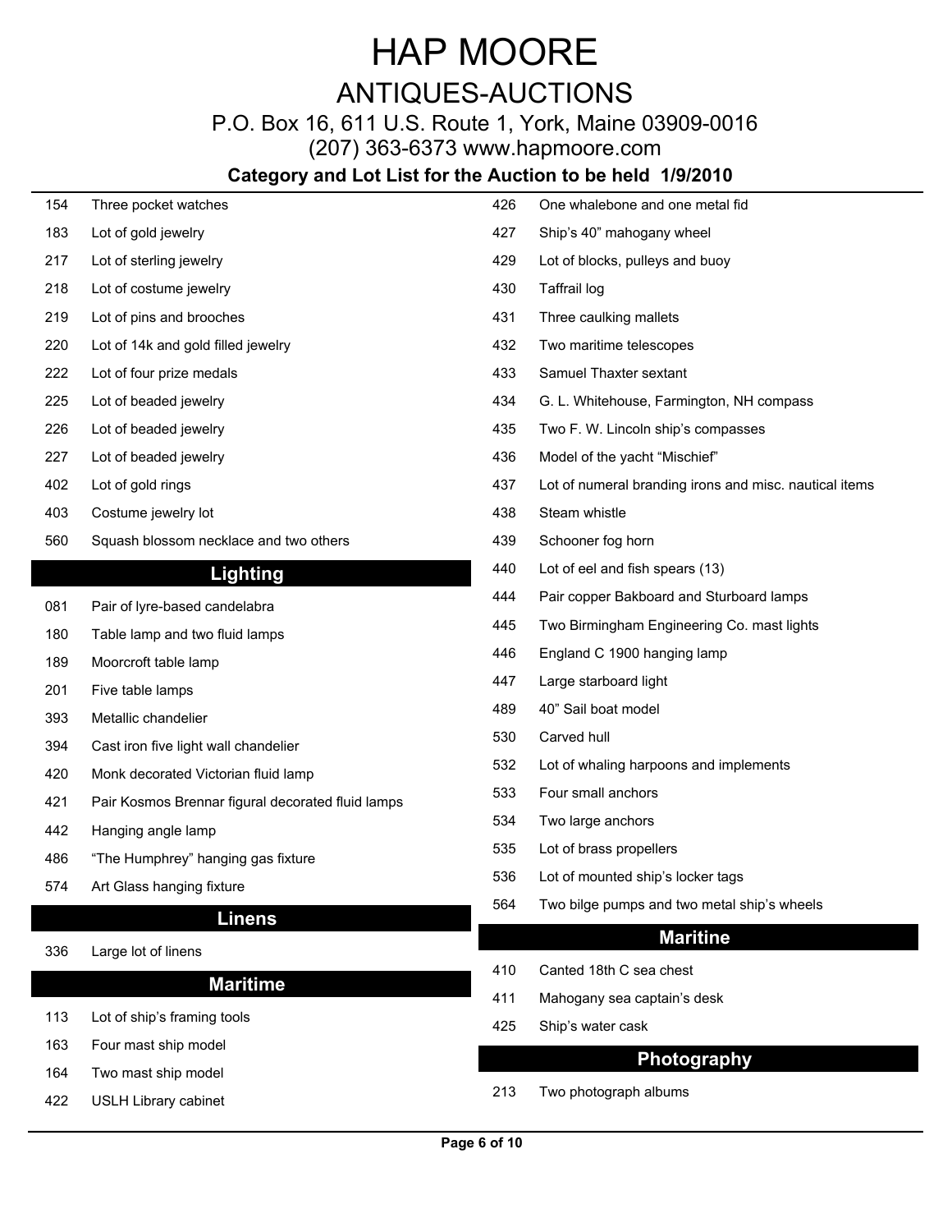# HAP MOORE

## ANTIQUES-AUCTIONS

P.O. Box 16, 611 U.S. Route 1, York, Maine 03909-0016

(207) 363-6373 www.hapmoore.com

**Category and Lot List for the Auction to be held 1/9/2010**

| | |
|---|---|
| 154 | Three pocket watches |
| 183 | Lot of gold jewelry |
| 217 | Lot of sterling jewelry |
| 218 | Lot of costume jewelry |
| 219 | Lot of pins and brooches |
| 220 | Lot of 14k and gold filled jewelry |
| 222 | Lot of four prize medals |
| 225 | Lot of beaded jewelry |
| 226 | Lot of beaded jewelry |
| 227 | Lot of beaded jewelry |
| 402 | Lot of gold rings |
| 403 | Costume jewelry lot |
| 560 | Squash blossom necklace and two others |

## Lighting

| | |
|---|---|
| 081 | Pair of lyre-based candelabra |
| 180 | Table lamp and two fluid lamps |
| 189 | Moorcroft table lamp |
| 201 | Five table lamps |
| 393 | Metallic chandelier |
| 394 | Cast iron five light wall chandelier |
| 420 | Monk decorated Victorian fluid lamp |
| 421 | Pair Kosmos Brennar figural decorated fluid lamps |
| 442 | Hanging angle lamp |
| 486 | "The Humphrey" hanging gas fixture |
| 574 | Art Glass hanging fixture |

## Linens

| | |
|---|---|
| 336 | Large lot of linens |

## Maritime

| | |
|---|---|
| 113 | Lot of ship's framing tools |
| 163 | Four mast ship model |
| 164 | Two mast ship model |
| 422 | USLH Library cabinet |
| 426 | One whalebone and one metal fid |
| 427 | Ship's 40" mahogany wheel |
| 429 | Lot of blocks, pulleys and buoy |
| 430 | Taffrail log |
| 431 | Three caulking mallets |
| 432 | Two maritime telescopes |
| 433 | Samuel Thaxter sextant |
| 434 | G. L. Whitehouse, Farmington, NH compass |
| 435 | Two F. W. Lincoln ship's compasses |
| 436 | Model of the yacht "Mischief" |
| 437 | Lot of numeral branding irons and misc. nautical items |
| 438 | Steam whistle |
| 439 | Schooner fog horn |
| 440 | Lot of eel and fish spears (13) |
| 444 | Pair copper Bakboard and Sturboard lamps |
| 445 | Two Birmingham Engineering Co. mast lights |
| 446 | England C 1900 hanging lamp |
| 447 | Large starboard light |
| 489 | 40" Sail boat model |
| 530 | Carved hull |
| 532 | Lot of whaling harpoons and implements |
| 533 | Four small anchors |
| 534 | Two large anchors |
| 535 | Lot of brass propellers |
| 536 | Lot of mounted ship's locker tags |
| 564 | Two bilge pumps and two metal ship's wheels |

## Maritine

| | |
|---|---|
| 410 | Canted 18th C sea chest |
| 411 | Mahogany sea captain's desk |
| 425 | Ship's water cask |

## Photography

| | |
|---|---|
| 213 | Two photograph albums |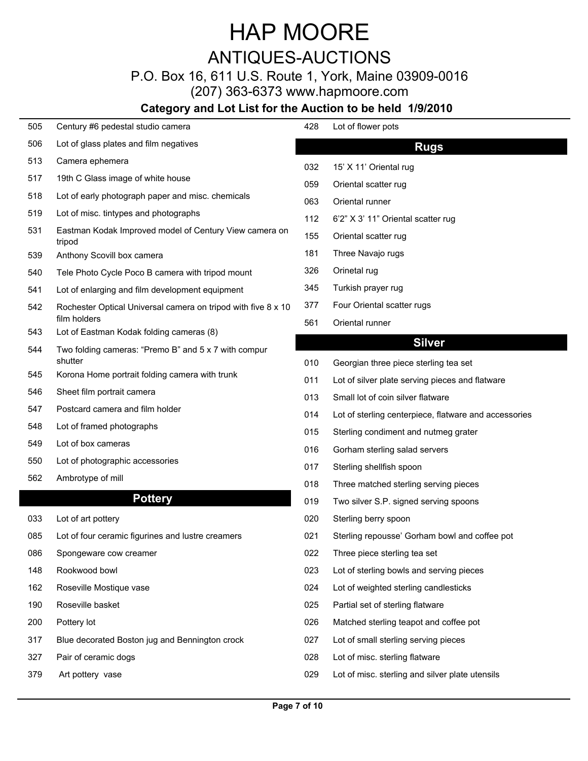# HAP MOORE

## ANTIQUES-AUCTIONS

P.O. Box 16, 611 U.S. Route 1, York, Maine 03909-0016

(207) 363-6373 www.hapmoore.com

**Category and Lot List for the Auction to be held 1/9/2010**

505 Century #6 pedestal studio camera

506 Lot of glass plates and film negatives

513 Camera ephemera

517 19th C Glass image of white house

518 Lot of early photograph paper and misc. chemicals

519 Lot of misc. tintypes and photographs

531 Eastman Kodak Improved model of Century View camera on tripod

539 Anthony Scovill box camera

540 Tele Photo Cycle Poco B camera with tripod mount

541 Lot of enlarging and film development equipment

542 Rochester Optical Universal camera on tripod with five 8 x 10 film holders

543 Lot of Eastman Kodak folding cameras (8)

544 Two folding cameras: “Premo B” and 5 x 7 with compur shutter

545 Korona Home portrait folding camera with trunk

546 Sheet film portrait camera

547 Postcard camera and film holder

548 Lot of framed photographs

549 Lot of box cameras

550 Lot of photographic accessories

562 Ambrotype of mill

## Pottery

033 Lot of art pottery

085 Lot of four ceramic figurines and lustre creamers

086 Spongeware cow creamer

148 Rookwood bowl

162 Roseville Mostique vase

190 Roseville basket

200 Pottery lot

317 Blue decorated Boston jug and Bennington crock

327 Pair of ceramic dogs

379 Art pottery vase

428 Lot of flower pots

## Rugs

032 15’ X 11’ Oriental rug

059 Oriental scatter rug

063 Oriental runner

112 6’2” X 3’ 11” Oriental scatter rug

155 Oriental scatter rug

181 Three Navajo rugs

326 Orinetal rug

345 Turkish prayer rug

377 Four Oriental scatter rugs

561 Oriental runner

## Silver

010 Georgian three piece sterling tea set

011 Lot of silver plate serving pieces and flatware

013 Small lot of coin silver flatware

014 Lot of sterling centerpiece, flatware and accessories

015 Sterling condiment and nutmeg grater

016 Gorham sterling salad servers

017 Sterling shellfish spoon

018 Three matched sterling serving pieces

019 Two silver S.P. signed serving spoons

020 Sterling berry spoon

021 Sterling repousse’ Gorham bowl and coffee pot

022 Three piece sterling tea set

023 Lot of sterling bowls and serving pieces

024 Lot of weighted sterling candlesticks

025 Partial set of sterling flatware

026 Matched sterling teapot and coffee pot

027 Lot of small sterling serving pieces

028 Lot of misc. sterling flatware

029 Lot of misc. sterling and silver plate utensils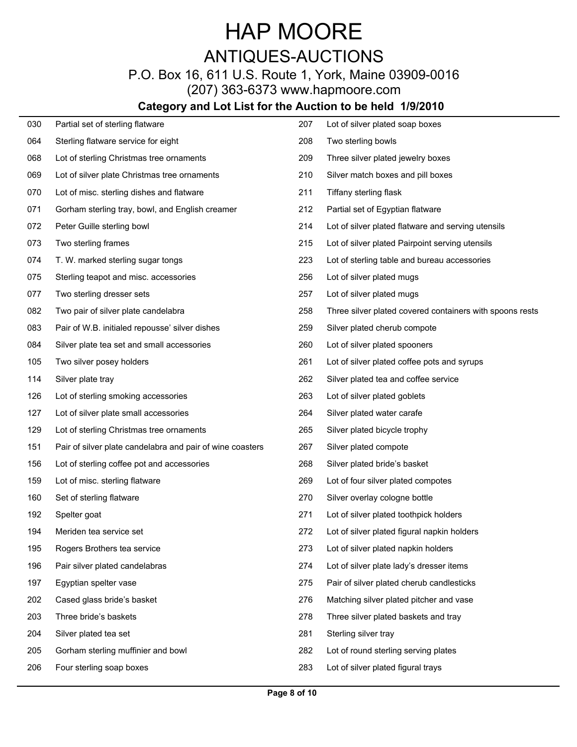# HAP MOORE

## ANTIQUES-AUCTIONS

P.O. Box 16, 611 U.S. Route 1, York, Maine 03909-0016

(207) 363-6373 www.hapmoore.com

**Category and Lot List for the Auction to be held 1/9/2010**

| Lot | Description |
|---|---|
| 030 | Partial set of sterling flatware |
| 064 | Sterling flatware service for eight |
| 068 | Lot of sterling Christmas tree ornaments |
| 069 | Lot of silver plate Christmas tree ornaments |
| 070 | Lot of misc. sterling dishes and flatware |
| 071 | Gorham sterling tray, bowl, and English creamer |
| 072 | Peter Guille sterling bowl |
| 073 | Two sterling frames |
| 074 | T. W. marked sterling sugar tongs |
| 075 | Sterling teapot and misc. accessories |
| 077 | Two sterling dresser sets |
| 082 | Two pair of silver plate candelabra |
| 083 | Pair of W.B. initialed repousse' silver dishes |
| 084 | Silver plate tea set and small accessories |
| 105 | Two silver posey holders |
| 114 | Silver plate tray |
| 126 | Lot of sterling smoking accessories |
| 127 | Lot of silver plate small accessories |
| 129 | Lot of sterling Christmas tree ornaments |
| 151 | Pair of silver plate candelabra and pair of wine coasters |
| 156 | Lot of sterling coffee pot and accessories |
| 159 | Lot of misc. sterling flatware |
| 160 | Set of sterling flatware |
| 192 | Spelter goat |
| 194 | Meriden tea service set |
| 195 | Rogers Brothers tea service |
| 196 | Pair silver plated candelabras |
| 197 | Egyptian spelter vase |
| 202 | Cased glass bride's basket |
| 203 | Three bride's baskets |
| 204 | Silver plated tea set |
| 205 | Gorham sterling muffinier and bowl |
| 206 | Four sterling soap boxes |
| 207 | Lot of silver plated soap boxes |
| 208 | Two sterling bowls |
| 209 | Three silver plated jewelry boxes |
| 210 | Silver match boxes and pill boxes |
| 211 | Tiffany sterling flask |
| 212 | Partial set of Egyptian flatware |
| 214 | Lot of silver plated flatware and serving utensils |
| 215 | Lot of silver plated Pairpoint serving utensils |
| 223 | Lot of sterling table and bureau accessories |
| 256 | Lot of silver plated mugs |
| 257 | Lot of silver plated mugs |
| 258 | Three silver plated covered containers with spoons rests |
| 259 | Silver plated cherub compote |
| 260 | Lot of silver plated spooners |
| 261 | Lot of silver plated coffee pots and syrups |
| 262 | Silver plated tea and coffee service |
| 263 | Lot of silver plated goblets |
| 264 | Silver plated water carafe |
| 265 | Silver plated bicycle trophy |
| 267 | Silver plated compote |
| 268 | Silver plated bride's basket |
| 269 | Lot of four silver plated compotes |
| 270 | Silver overlay cologne bottle |
| 271 | Lot of silver plated toothpick holders |
| 272 | Lot of silver plated figural napkin holders |
| 273 | Lot of silver plated napkin holders |
| 274 | Lot of silver plate lady's dresser items |
| 275 | Pair of silver plated cherub candlesticks |
| 276 | Matching silver plated pitcher and vase |
| 278 | Three silver plated baskets and tray |
| 281 | Sterling silver tray |
| 282 | Lot of round sterling serving plates |
| 283 | Lot of silver plated figural trays |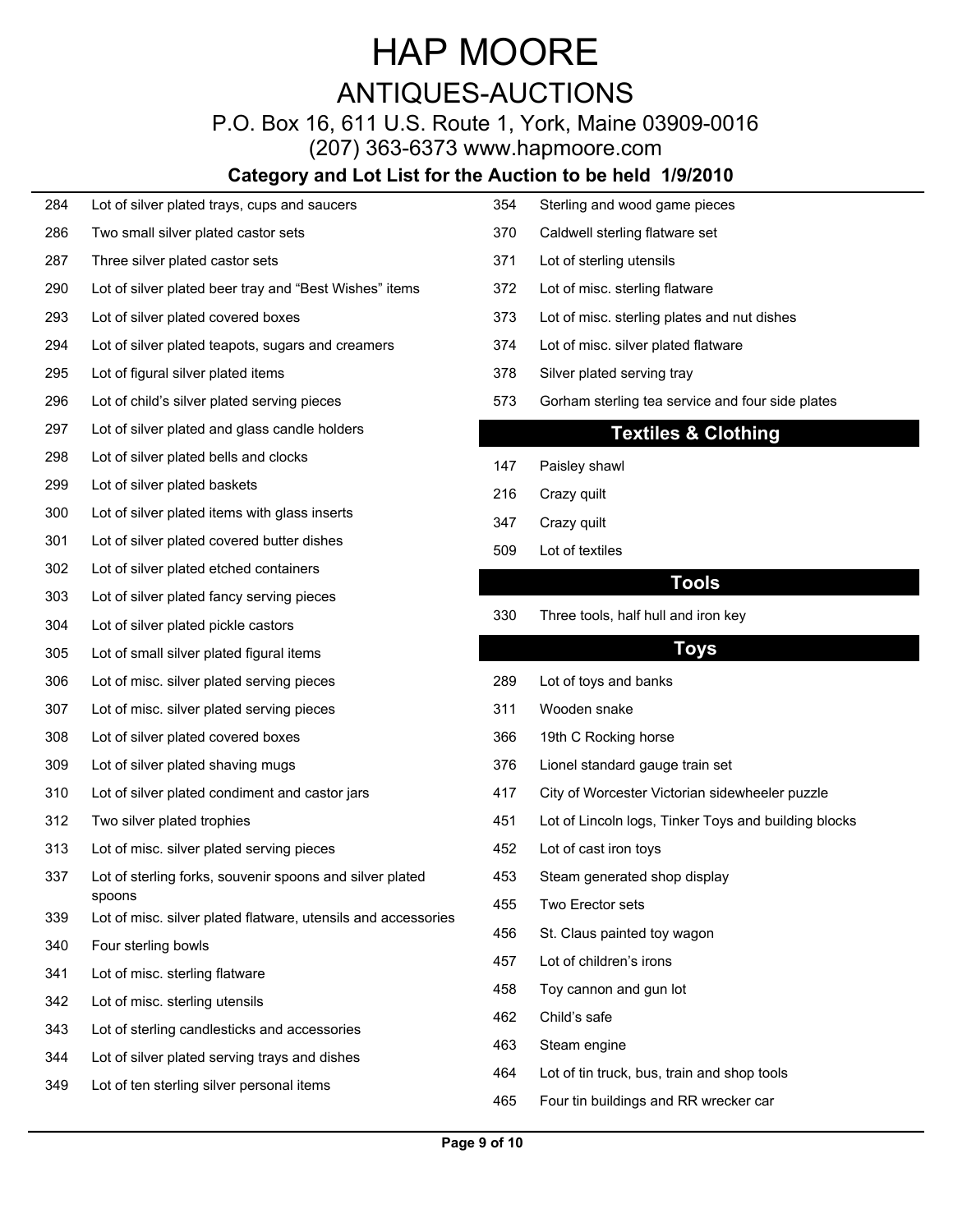# HAP MOORE

## ANTIQUES-AUCTIONS

P.O. Box 16, 611 U.S. Route 1, York, Maine 03909-0016

(207) 363-6373 www.hapmoore.com

**Category and Lot List for the Auction to be held 1/9/2010**

| Lot | Description |
|---|---|
| 284 | Lot of silver plated trays, cups and saucers |
| 286 | Two small silver plated castor sets |
| 287 | Three silver plated castor sets |
| 290 | Lot of silver plated beer tray and "Best Wishes" items |
| 293 | Lot of silver plated covered boxes |
| 294 | Lot of silver plated teapots, sugars and creamers |
| 295 | Lot of figural silver plated items |
| 296 | Lot of child's silver plated serving pieces |
| 297 | Lot of silver plated and glass candle holders |
| 298 | Lot of silver plated bells and clocks |
| 299 | Lot of silver plated baskets |
| 300 | Lot of silver plated items with glass inserts |
| 301 | Lot of silver plated covered butter dishes |
| 302 | Lot of silver plated etched containers |
| 303 | Lot of silver plated fancy serving pieces |
| 304 | Lot of silver plated pickle castors |
| 305 | Lot of small silver plated figural items |
| 306 | Lot of misc. silver plated serving pieces |
| 307 | Lot of misc. silver plated serving pieces |
| 308 | Lot of silver plated covered boxes |
| 309 | Lot of silver plated shaving mugs |
| 310 | Lot of silver plated condiment and castor jars |
| 312 | Two silver plated trophies |
| 313 | Lot of misc. silver plated serving pieces |
| 337 | Lot of sterling forks, souvenir spoons and silver plated spoons |
| 339 | Lot of misc. silver plated flatware, utensils and accessories |
| 340 | Four sterling bowls |
| 341 | Lot of misc. sterling flatware |
| 342 | Lot of misc. sterling utensils |
| 343 | Lot of sterling candlesticks and accessories |
| 344 | Lot of silver plated serving trays and dishes |
| 349 | Lot of ten sterling silver personal items |
| 354 | Sterling and wood game pieces |
| 370 | Caldwell sterling flatware set |
| 371 | Lot of sterling utensils |
| 372 | Lot of misc. sterling flatware |
| 373 | Lot of misc. sterling plates and nut dishes |
| 374 | Lot of misc. silver plated flatware |
| 378 | Silver plated serving tray |
| 573 | Gorham sterling tea service and four side plates |

## Textiles & Clothing

| Lot | Description |
|---|---|
| 147 | Paisley shawl |
| 216 | Crazy quilt |
| 347 | Crazy quilt |
| 509 | Lot of textiles |

## Tools

| Lot | Description |
|---|---|
| 330 | Three tools, half hull and iron key |

## Toys

| Lot | Description |
|---|---|
| 289 | Lot of toys and banks |
| 311 | Wooden snake |
| 366 | 19th C Rocking horse |
| 376 | Lionel standard gauge train set |
| 417 | City of Worcester Victorian sidewheeler puzzle |
| 451 | Lot of Lincoln logs, Tinker Toys and building blocks |
| 452 | Lot of cast iron toys |
| 453 | Steam generated shop display |
| 455 | Two Erector sets |
| 456 | St. Claus painted toy wagon |
| 457 | Lot of children's irons |
| 458 | Toy cannon and gun lot |
| 462 | Child's safe |
| 463 | Steam engine |
| 464 | Lot of tin truck, bus, train and shop tools |
| 465 | Four tin buildings and RR wrecker car |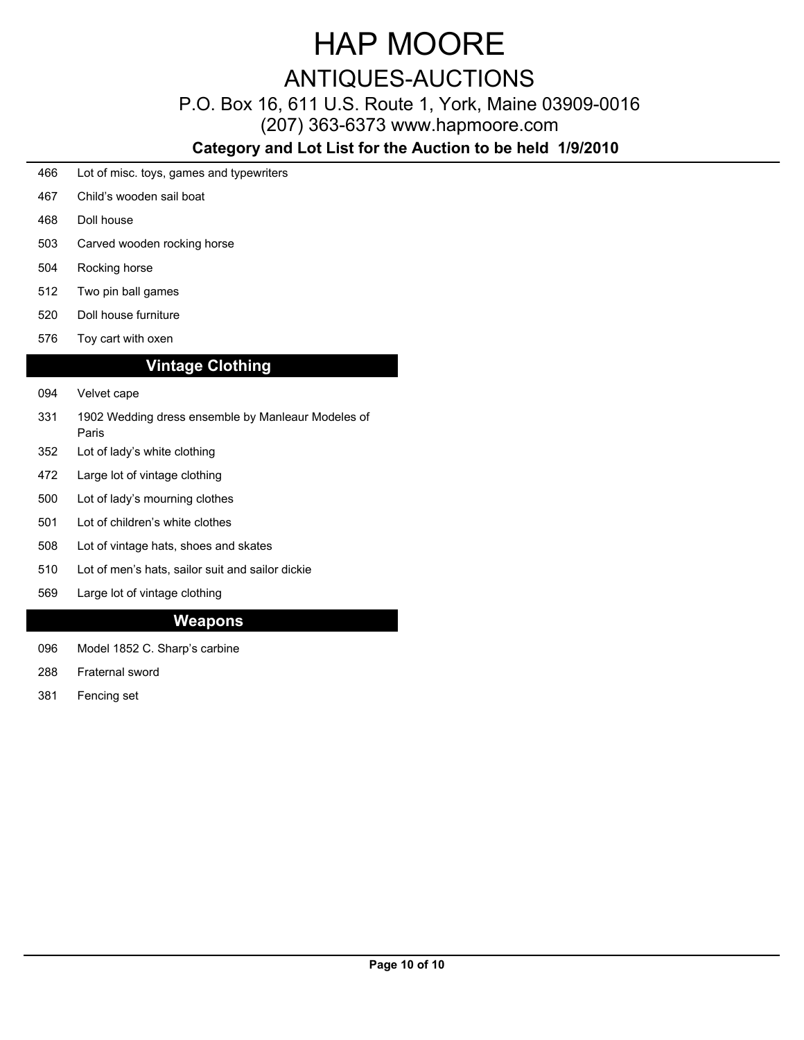| | |
|---|---|
| 466 | Lot of misc. toys, games and typewriters |
| 467 | Child's wooden sail boat |
| 468 | Doll house |
| 503 | Carved wooden rocking horse |
| 504 | Rocking horse |
| 512 | Two pin ball games |
| 520 | Doll house furniture |
| 576 | Toy cart with oxen |

## Vintage Clothing

| | |
|---|---|
| 094 | Velvet cape |
| 331 | 1902 Wedding dress ensemble by Manleaur Modeles of Paris |
| 352 | Lot of lady's white clothing |
| 472 | Large lot of vintage clothing |
| 500 | Lot of lady's mourning clothes |
| 501 | Lot of children's white clothes |
| 508 | Lot of vintage hats, shoes and skates |
| 510 | Lot of men's hats, sailor suit and sailor dickie |
| 569 | Large lot of vintage clothing |

## Weapons

| | |
|---|---|
| 096 | Model 1852 C. Sharp's carbine |
| 288 | Fraternal sword |
| 381 | Fencing set |